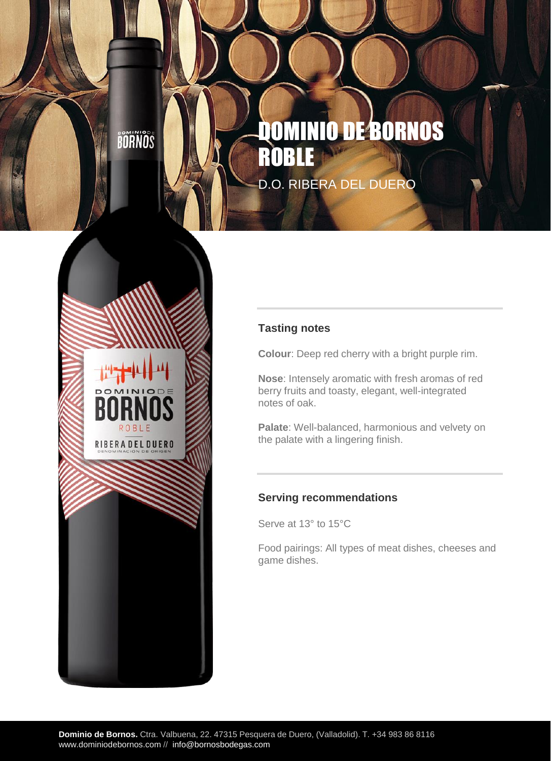# DOMINIO DE BORNOS ROBLE

D.O. RIBERA DEL DUERO

## Tasting notes

**Colour**: Deep red cherry with a bright purple rim.

**Nose**: Intensely aromatic with fresh aromas of red berry fruits and toasty, elegant, well-integrated notes of oak.

**Palate**: Well-balanced, harmonious and velvety on the palate with a lingering finish.

## Serving recommendations

Serve at 13° to 15°C

Food pairings: All types of meat dishes, cheeses and game dishes.

**Dominio de Bornos.** Ctra. Valbuena, 22. 47315 Pesquera de Duero, (Valladolid). T. +34 983 86 8116
www.dominiodebornos.com // info@bornosbodegas.com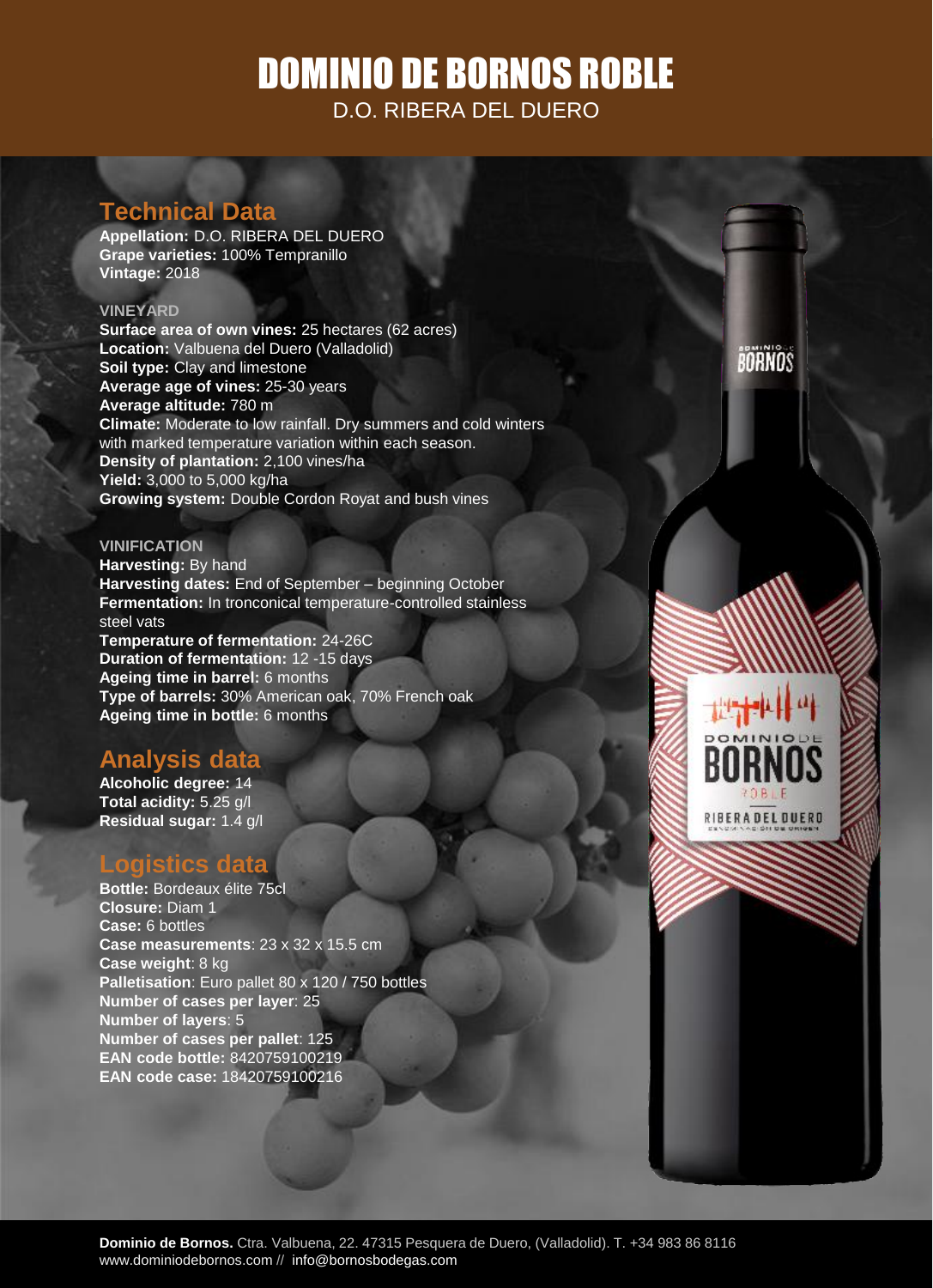# DOMINIO DE BORNOS ROBLE

D.O. RIBERA DEL DUERO

## Technical Data

**Appellation:** D.O. RIBERA DEL DUERO
**Grape varieties:** 100% Tempranillo
**Vintage:** 2018

### VINEYARD

**Surface area of own vines:** 25 hectares (62 acres)
**Location:** Valbuena del Duero (Valladolid)
**Soil type:** Clay and limestone
**Average age of vines:** 25-30 years
**Average altitude:** 780 m
**Climate:** Moderate to low rainfall. Dry summers and cold winters with marked temperature variation within each season.
**Density of plantation:** 2,100 vines/ha
**Yield:** 3,000 to 5,000 kg/ha
**Growing system:** Double Cordon Royat and bush vines

### VINIFICATION

**Harvesting:** By hand
**Harvesting dates:** End of September – beginning October
**Fermentation:** In tronconical temperature-controlled stainless steel vats
**Temperature of fermentation:** 24-26C
**Duration of fermentation:** 12 -15 days
**Ageing time in barrel:** 6 months
**Type of barrels:** 30% American oak, 70% French oak
**Ageing time in bottle:** 6 months

## Analysis data

**Alcoholic degree:** 14
**Total acidity:** 5.25 g/l
**Residual sugar:** 1.4 g/l

## Logistics data

**Bottle:** Bordeaux élite 75cl
**Closure:** Diam 1
**Case:** 6 bottles
**Case measurements**: 23 x 32 x 15.5 cm
**Case weight**: 8 kg
**Palletisation**: Euro pallet 80 x 120 / 750 bottles
**Number of cases per layer**: 25
**Number of layers**: 5
**Number of cases per pallet**: 125
**EAN code bottle:** 8420759100219
**EAN code case:** 18420759100216

**Dominio de Bornos.** Ctra. Valbuena, 22. 47315 Pesquera de Duero, (Valladolid). T. +34 983 86 8116
www.dominiodebornos.com // info@bornosbodegas.com